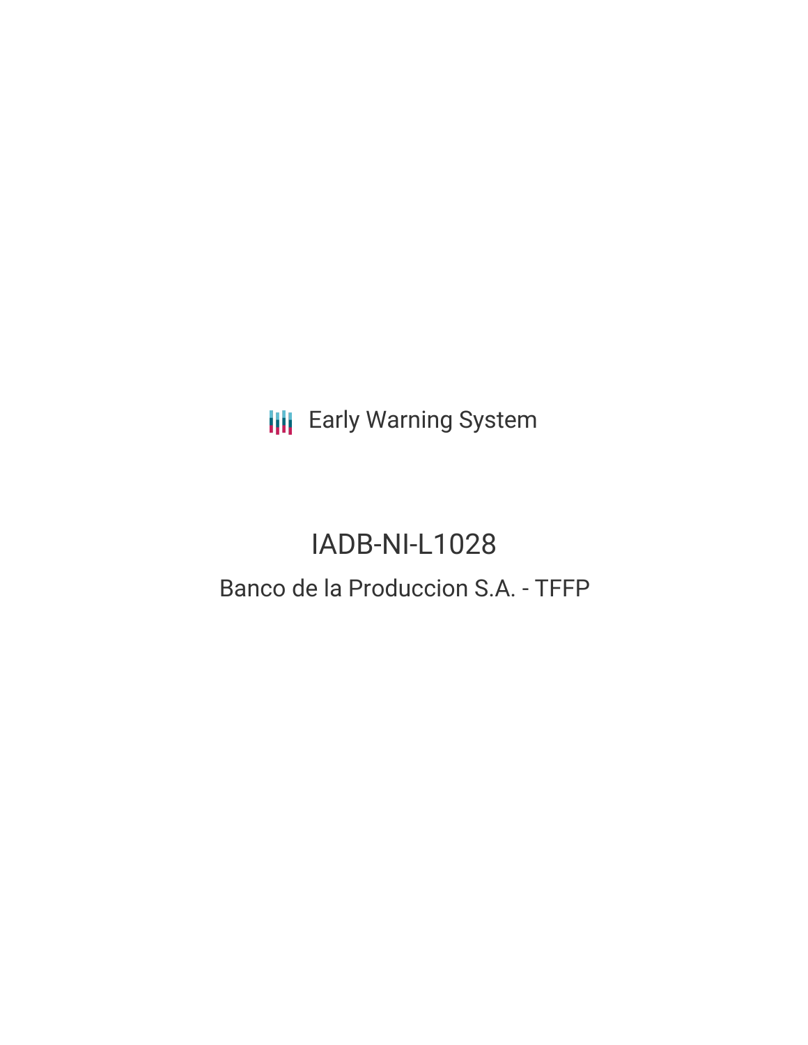Early Warning System

# IADB-NI-L1028

## Banco de la Produccion S.A. - TFFP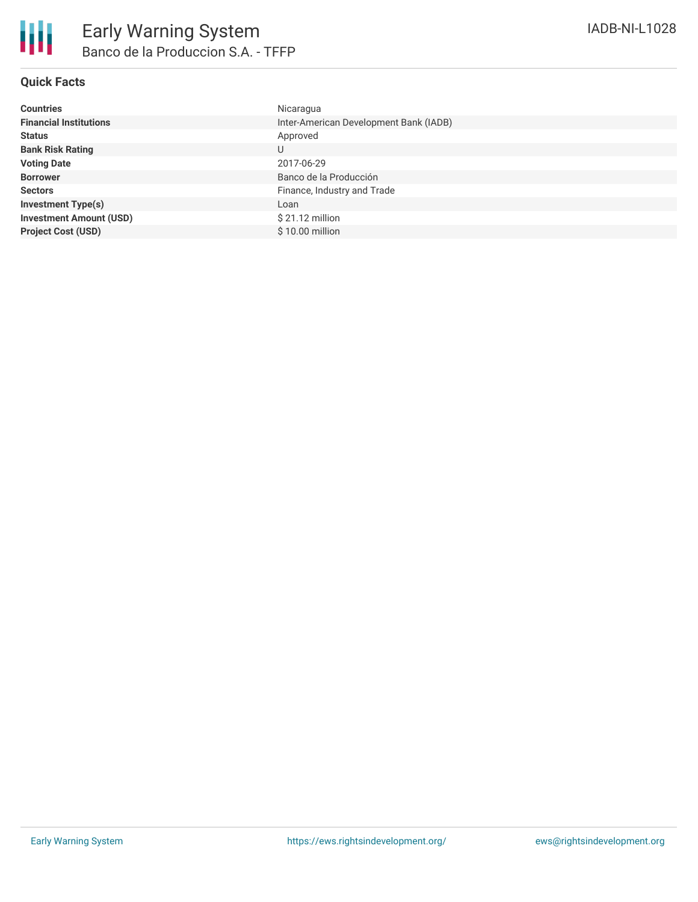# Early Warning System

## Banco de la Produccion S.A. - TFFP

IADB-NI-L1028

### Quick Facts

| | |
|---|---|
| **Countries** | Nicaragua |
| **Financial Institutions** | Inter-American Development Bank (IADB) |
| **Status** | Approved |
| **Bank Risk Rating** | U |
| **Voting Date** | 2017-06-29 |
| **Borrower** | Banco de la Producción |
| **Sectors** | Finance, Industry and Trade |
| **Investment Type(s)** | Loan |
| **Investment Amount (USD)** | $ 21.12 million |
| **Project Cost (USD)** | $ 10.00 million |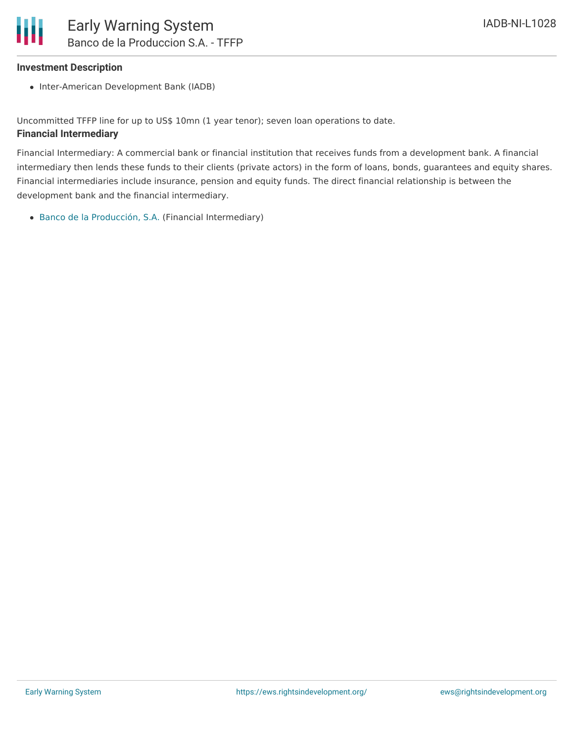**Investment Description**

- Inter-American Development Bank (IADB)

Uncommitted TFFP line for up to US$ 10mn (1 year tenor); seven loan operations to date.

**Financial Intermediary**

Financial Intermediary: A commercial bank or financial institution that receives funds from a development bank. A financial intermediary then lends these funds to their clients (private actors) in the form of loans, bonds, guarantees and equity shares. Financial intermediaries include insurance, pension and equity funds. The direct financial relationship is between the development bank and the financial intermediary.

- Banco de la Producción, S.A. (Financial Intermediary)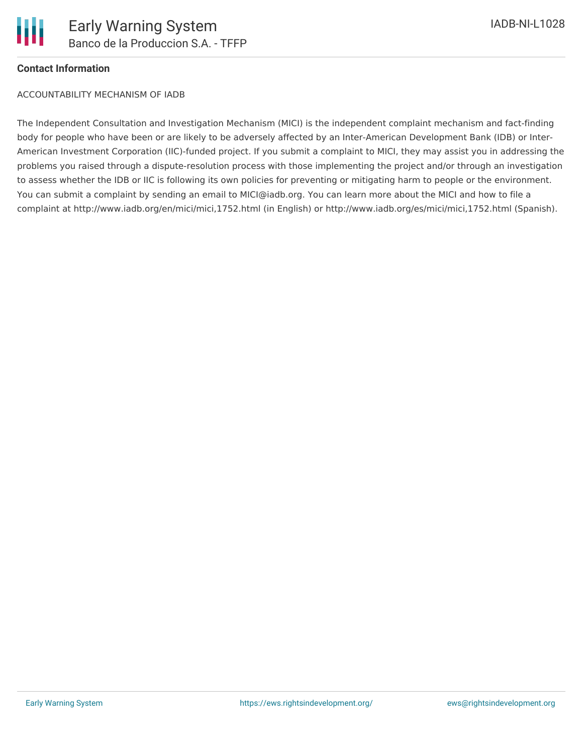**Contact Information**

ACCOUNTABILITY MECHANISM OF IADB

The Independent Consultation and Investigation Mechanism (MICI) is the independent complaint mechanism and fact-finding body for people who have been or are likely to be adversely affected by an Inter-American Development Bank (IDB) or Inter-American Investment Corporation (IIC)-funded project. If you submit a complaint to MICI, they may assist you in addressing the problems you raised through a dispute-resolution process with those implementing the project and/or through an investigation to assess whether the IDB or IIC is following its own policies for preventing or mitigating harm to people or the environment. You can submit a complaint by sending an email to MICI@iadb.org. You can learn more about the MICI and how to file a complaint at http://www.iadb.org/en/mici/mici,1752.html (in English) or http://www.iadb.org/es/mici/mici,1752.html (Spanish).